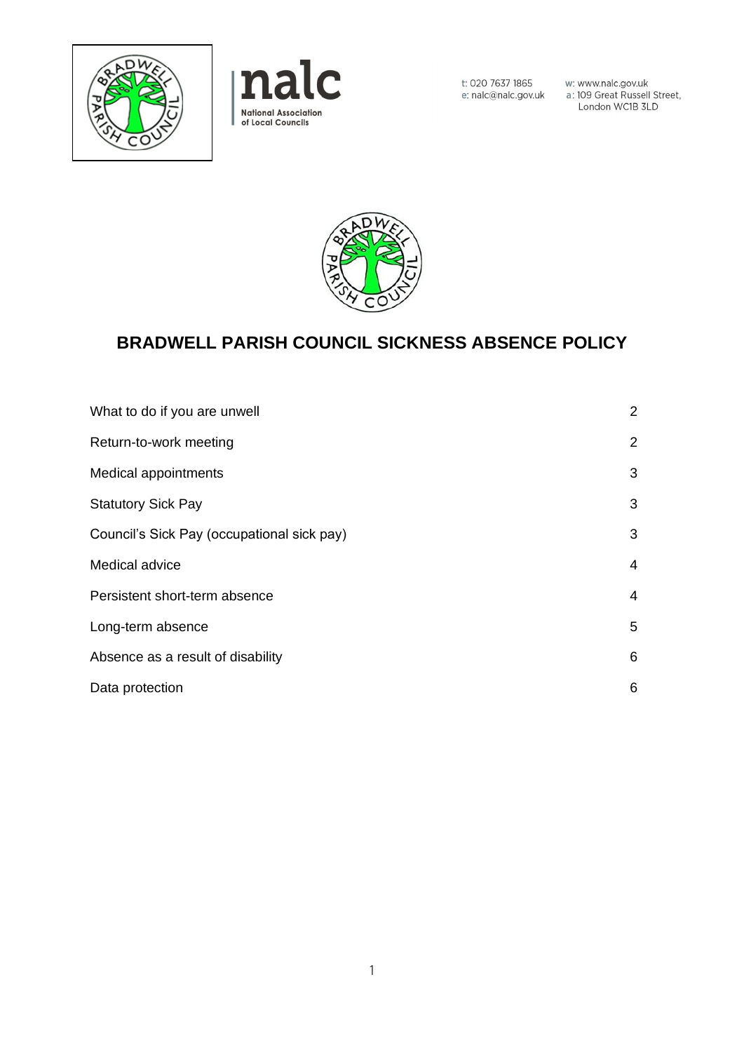nalc
National Association of Local Councils

t: 020 7637 1865
e: nalc@nalc.gov.uk
w: www.nalc.gov.uk
a: 109 Great Russell Street, London WC1B 3LD

# BRADWELL PARISH COUNCIL SICKNESS ABSENCE POLICY

| | |
|---|---|
| What to do if you are unwell | 2 |
| Return-to-work meeting | 2 |
| Medical appointments | 3 |
| Statutory Sick Pay | 3 |
| Council's Sick Pay (occupational sick pay) | 3 |
| Medical advice | 4 |
| Persistent short-term absence | 4 |
| Long-term absence | 5 |
| Absence as a result of disability | 6 |
| Data protection | 6 |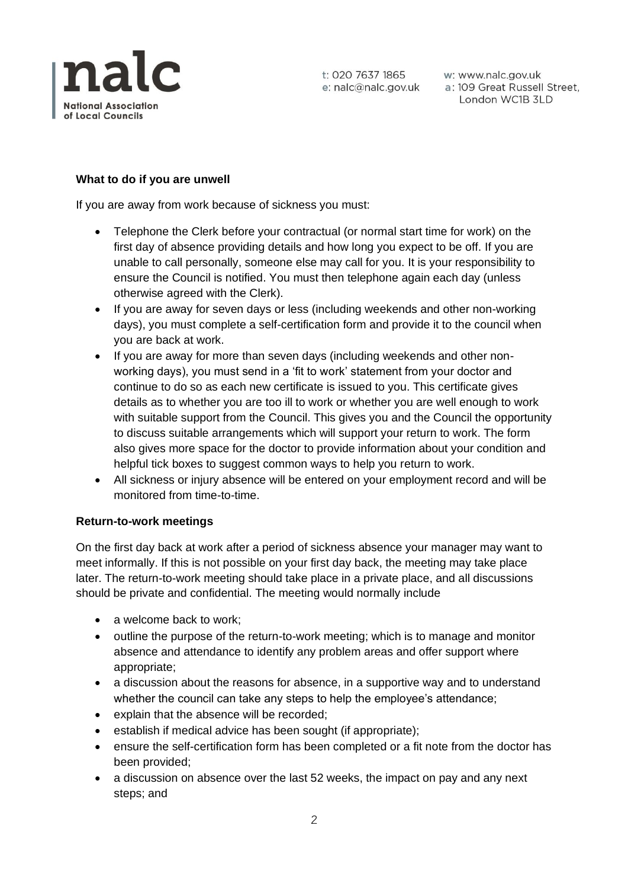**What to do if you are unwell**

If you are away from work because of sickness you must:

- Telephone the Clerk before your contractual (or normal start time for work) on the first day of absence providing details and how long you expect to be off. If you are unable to call personally, someone else may call for you. It is your responsibility to ensure the Council is notified. You must then telephone again each day (unless otherwise agreed with the Clerk).
- If you are away for seven days or less (including weekends and other non-working days), you must complete a self-certification form and provide it to the council when you are back at work.
- If you are away for more than seven days (including weekends and other non-working days), you must send in a 'fit to work' statement from your doctor and continue to do so as each new certificate is issued to you. This certificate gives details as to whether you are too ill to work or whether you are well enough to work with suitable support from the Council. This gives you and the Council the opportunity to discuss suitable arrangements which will support your return to work. The form also gives more space for the doctor to provide information about your condition and helpful tick boxes to suggest common ways to help you return to work.
- All sickness or injury absence will be entered on your employment record and will be monitored from time-to-time.

**Return-to-work meetings**

On the first day back at work after a period of sickness absence your manager may want to meet informally. If this is not possible on your first day back, the meeting may take place later. The return-to-work meeting should take place in a private place, and all discussions should be private and confidential. The meeting would normally include

- a welcome back to work;
- outline the purpose of the return-to-work meeting; which is to manage and monitor absence and attendance to identify any problem areas and offer support where appropriate;
- a discussion about the reasons for absence, in a supportive way and to understand whether the council can take any steps to help the employee's attendance;
- explain that the absence will be recorded;
- establish if medical advice has been sought (if appropriate);
- ensure the self-certification form has been completed or a fit note from the doctor has been provided;
- a discussion on absence over the last 52 weeks, the impact on pay and any next steps; and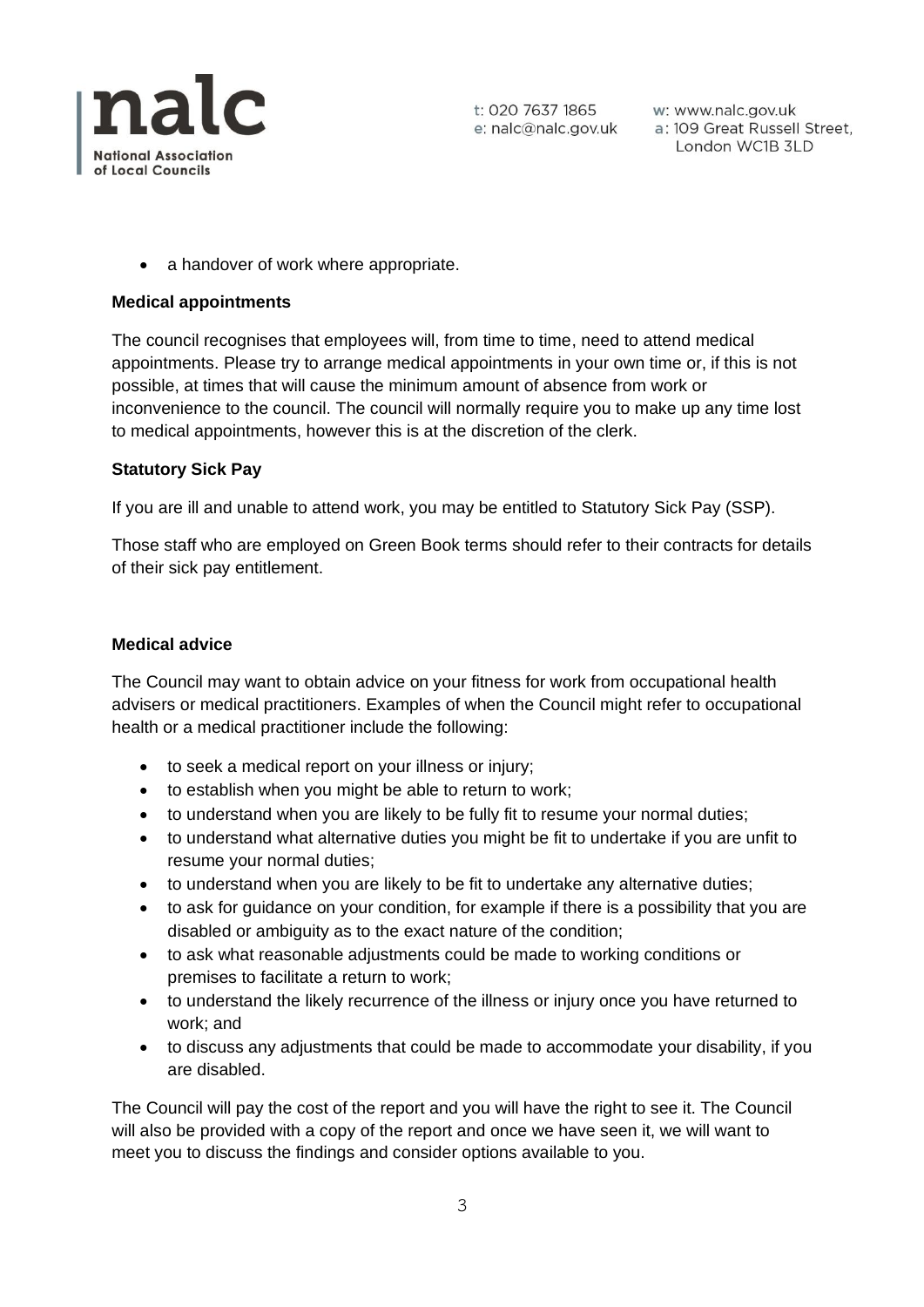- a handover of work where appropriate.

**Medical appointments**

The council recognises that employees will, from time to time, need to attend medical appointments. Please try to arrange medical appointments in your own time or, if this is not possible, at times that will cause the minimum amount of absence from work or inconvenience to the council. The council will normally require you to make up any time lost to medical appointments, however this is at the discretion of the clerk.

**Statutory Sick Pay**

If you are ill and unable to attend work, you may be entitled to Statutory Sick Pay (SSP).

Those staff who are employed on Green Book terms should refer to their contracts for details of their sick pay entitlement.

**Medical advice**

The Council may want to obtain advice on your fitness for work from occupational health advisers or medical practitioners. Examples of when the Council might refer to occupational health or a medical practitioner include the following:

- to seek a medical report on your illness or injury;
- to establish when you might be able to return to work;
- to understand when you are likely to be fully fit to resume your normal duties;
- to understand what alternative duties you might be fit to undertake if you are unfit to resume your normal duties;
- to understand when you are likely to be fit to undertake any alternative duties;
- to ask for guidance on your condition, for example if there is a possibility that you are disabled or ambiguity as to the exact nature of the condition;
- to ask what reasonable adjustments could be made to working conditions or premises to facilitate a return to work;
- to understand the likely recurrence of the illness or injury once you have returned to work; and
- to discuss any adjustments that could be made to accommodate your disability, if you are disabled.

The Council will pay the cost of the report and you will have the right to see it. The Council will also be provided with a copy of the report and once we have seen it, we will want to meet you to discuss the findings and consider options available to you.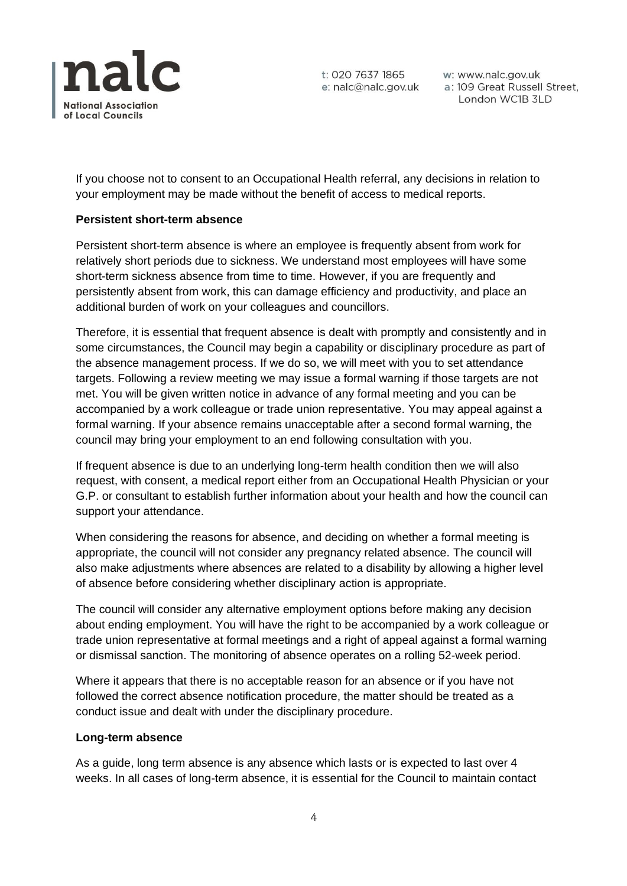If you choose not to consent to an Occupational Health referral, any decisions in relation to your employment may be made without the benefit of access to medical reports.

**Persistent short-term absence**

Persistent short-term absence is where an employee is frequently absent from work for relatively short periods due to sickness. We understand most employees will have some short-term sickness absence from time to time. However, if you are frequently and persistently absent from work, this can damage efficiency and productivity, and place an additional burden of work on your colleagues and councillors.

Therefore, it is essential that frequent absence is dealt with promptly and consistently and in some circumstances, the Council may begin a capability or disciplinary procedure as part of the absence management process. If we do so, we will meet with you to set attendance targets. Following a review meeting we may issue a formal warning if those targets are not met. You will be given written notice in advance of any formal meeting and you can be accompanied by a work colleague or trade union representative. You may appeal against a formal warning. If your absence remains unacceptable after a second formal warning, the council may bring your employment to an end following consultation with you.

If frequent absence is due to an underlying long-term health condition then we will also request, with consent, a medical report either from an Occupational Health Physician or your G.P. or consultant to establish further information about your health and how the council can support your attendance.

When considering the reasons for absence, and deciding on whether a formal meeting is appropriate, the council will not consider any pregnancy related absence. The council will also make adjustments where absences are related to a disability by allowing a higher level of absence before considering whether disciplinary action is appropriate.

The council will consider any alternative employment options before making any decision about ending employment. You will have the right to be accompanied by a work colleague or trade union representative at formal meetings and a right of appeal against a formal warning or dismissal sanction. The monitoring of absence operates on a rolling 52-week period.

Where it appears that there is no acceptable reason for an absence or if you have not followed the correct absence notification procedure, the matter should be treated as a conduct issue and dealt with under the disciplinary procedure.

**Long-term absence**

As a guide, long term absence is any absence which lasts or is expected to last over 4 weeks. In all cases of long-term absence, it is essential for the Council to maintain contact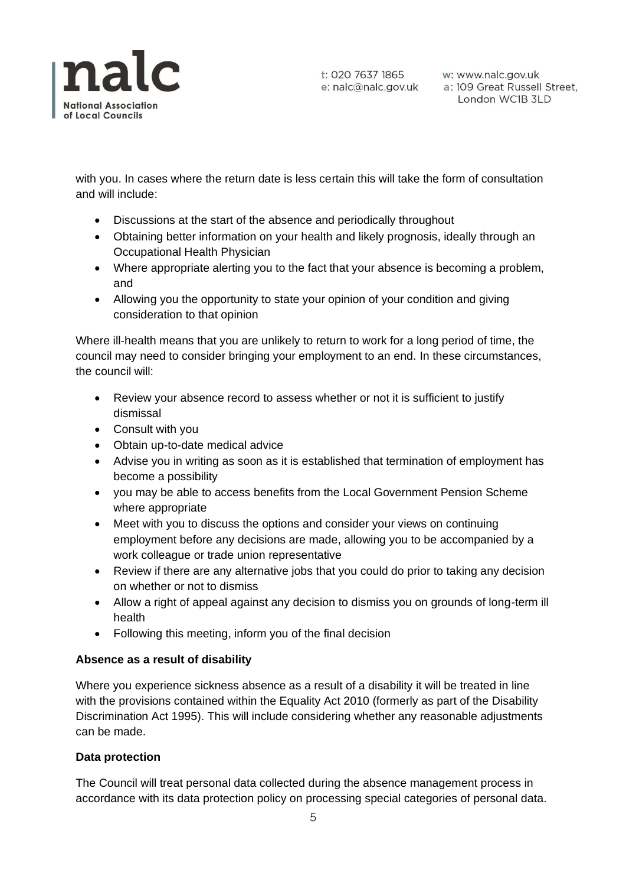with you. In cases where the return date is less certain this will take the form of consultation and will include:

- Discussions at the start of the absence and periodically throughout
- Obtaining better information on your health and likely prognosis, ideally through an Occupational Health Physician
- Where appropriate alerting you to the fact that your absence is becoming a problem, and
- Allowing you the opportunity to state your opinion of your condition and giving consideration to that opinion

Where ill-health means that you are unlikely to return to work for a long period of time, the council may need to consider bringing your employment to an end. In these circumstances, the council will:

- Review your absence record to assess whether or not it is sufficient to justify dismissal
- Consult with you
- Obtain up-to-date medical advice
- Advise you in writing as soon as it is established that termination of employment has become a possibility
- you may be able to access benefits from the Local Government Pension Scheme where appropriate
- Meet with you to discuss the options and consider your views on continuing employment before any decisions are made, allowing you to be accompanied by a work colleague or trade union representative
- Review if there are any alternative jobs that you could do prior to taking any decision on whether or not to dismiss
- Allow a right of appeal against any decision to dismiss you on grounds of long-term ill health
- Following this meeting, inform you of the final decision

**Absence as a result of disability**

Where you experience sickness absence as a result of a disability it will be treated in line with the provisions contained within the Equality Act 2010 (formerly as part of the Disability Discrimination Act 1995). This will include considering whether any reasonable adjustments can be made.

**Data protection**

The Council will treat personal data collected during the absence management process in accordance with its data protection policy on processing special categories of personal data.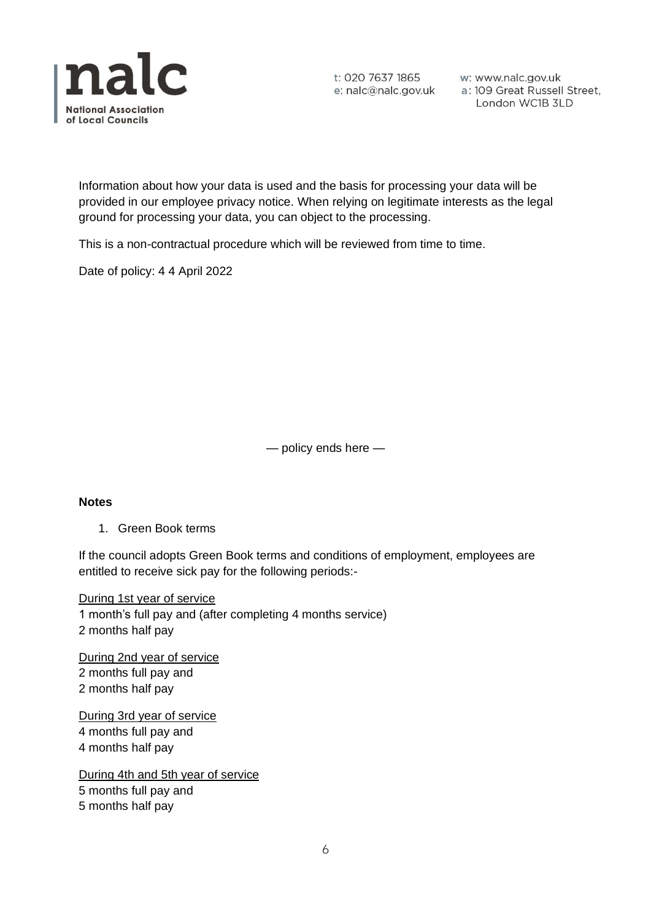Information about how your data is used and the basis for processing your data will be provided in our employee privacy notice. When relying on legitimate interests as the legal ground for processing your data, you can object to the processing.

This is a non-contractual procedure which will be reviewed from time to time.

Date of policy: 4 4 April 2022

— policy ends here —

**Notes**

1. Green Book terms

If the council adopts Green Book terms and conditions of employment, employees are entitled to receive sick pay for the following periods:-

<u>During 1st year of service</u>
1 month's full pay and (after completing 4 months service)
2 months half pay

<u>During 2nd year of service</u>
2 months full pay and
2 months half pay

<u>During 3rd year of service</u>
4 months full pay and
4 months half pay

<u>During 4th and 5th year of service</u>
5 months full pay and
5 months half pay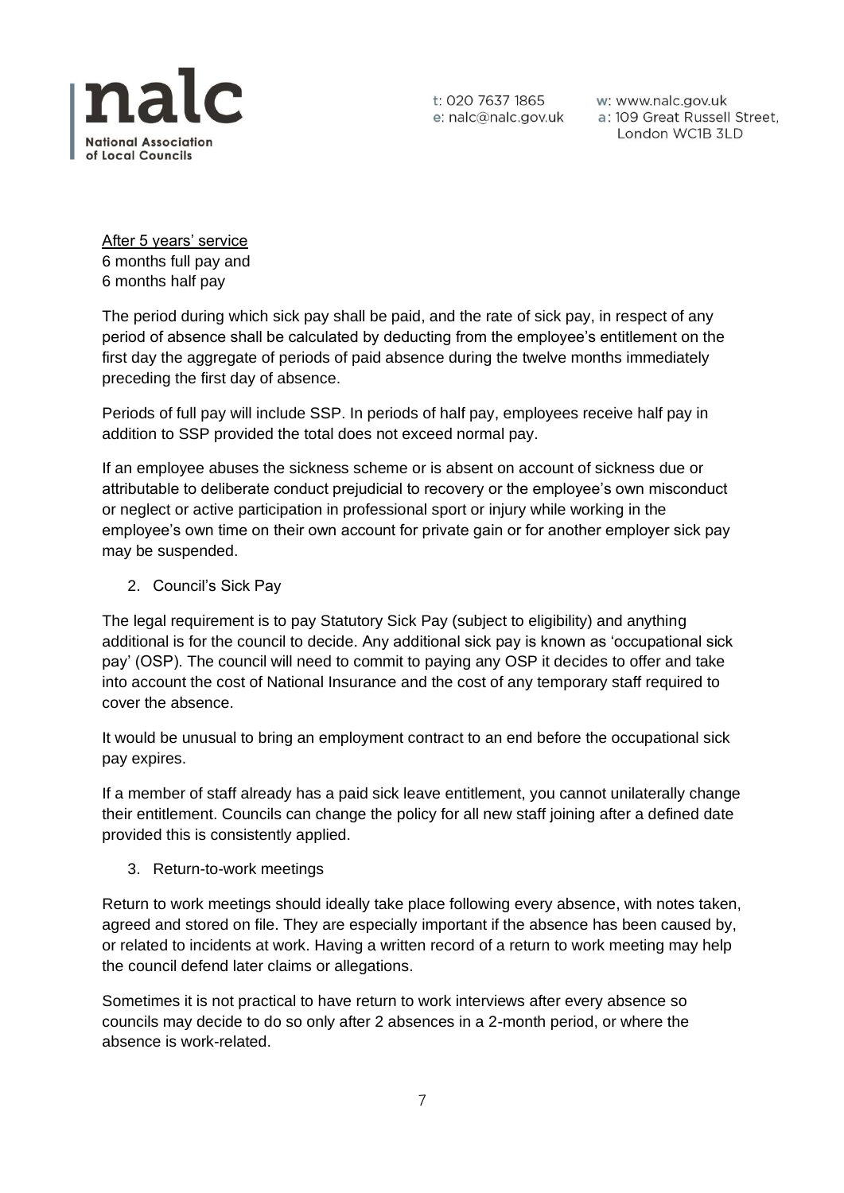<u>After 5 years' service</u>
6 months full pay and
6 months half pay

The period during which sick pay shall be paid, and the rate of sick pay, in respect of any period of absence shall be calculated by deducting from the employee's entitlement on the first day the aggregate of periods of paid absence during the twelve months immediately preceding the first day of absence.

Periods of full pay will include SSP. In periods of half pay, employees receive half pay in addition to SSP provided the total does not exceed normal pay.

If an employee abuses the sickness scheme or is absent on account of sickness due or attributable to deliberate conduct prejudicial to recovery or the employee's own misconduct or neglect or active participation in professional sport or injury while working in the employee's own time on their own account for private gain or for another employer sick pay may be suspended.

2. Council's Sick Pay

The legal requirement is to pay Statutory Sick Pay (subject to eligibility) and anything additional is for the council to decide. Any additional sick pay is known as 'occupational sick pay' (OSP). The council will need to commit to paying any OSP it decides to offer and take into account the cost of National Insurance and the cost of any temporary staff required to cover the absence.

It would be unusual to bring an employment contract to an end before the occupational sick pay expires.

If a member of staff already has a paid sick leave entitlement, you cannot unilaterally change their entitlement. Councils can change the policy for all new staff joining after a defined date provided this is consistently applied.

3. Return-to-work meetings

Return to work meetings should ideally take place following every absence, with notes taken, agreed and stored on file. They are especially important if the absence has been caused by, or related to incidents at work. Having a written record of a return to work meeting may help the council defend later claims or allegations.

Sometimes it is not practical to have return to work interviews after every absence so councils may decide to do so only after 2 absences in a 2-month period, or where the absence is work-related.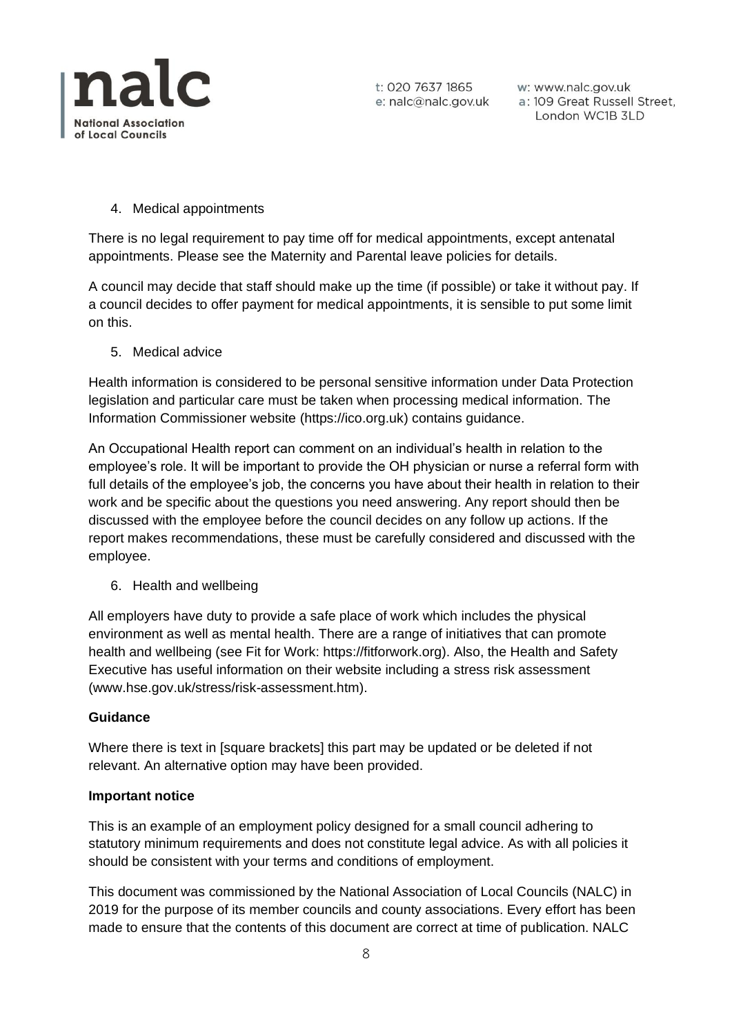4. Medical appointments

There is no legal requirement to pay time off for medical appointments, except antenatal appointments. Please see the Maternity and Parental leave policies for details.

A council may decide that staff should make up the time (if possible) or take it without pay. If a council decides to offer payment for medical appointments, it is sensible to put some limit on this.

5. Medical advice

Health information is considered to be personal sensitive information under Data Protection legislation and particular care must be taken when processing medical information. The Information Commissioner website (https://ico.org.uk) contains guidance.

An Occupational Health report can comment on an individual's health in relation to the employee's role. It will be important to provide the OH physician or nurse a referral form with full details of the employee's job, the concerns you have about their health in relation to their work and be specific about the questions you need answering. Any report should then be discussed with the employee before the council decides on any follow up actions. If the report makes recommendations, these must be carefully considered and discussed with the employee.

6. Health and wellbeing

All employers have duty to provide a safe place of work which includes the physical environment as well as mental health. There are a range of initiatives that can promote health and wellbeing (see Fit for Work: https://fitforwork.org). Also, the Health and Safety Executive has useful information on their website including a stress risk assessment (www.hse.gov.uk/stress/risk-assessment.htm).

**Guidance**

Where there is text in [square brackets] this part may be updated or be deleted if not relevant. An alternative option may have been provided.

**Important notice**

This is an example of an employment policy designed for a small council adhering to statutory minimum requirements and does not constitute legal advice. As with all policies it should be consistent with your terms and conditions of employment.

This document was commissioned by the National Association of Local Councils (NALC) in 2019 for the purpose of its member councils and county associations. Every effort has been made to ensure that the contents of this document are correct at time of publication. NALC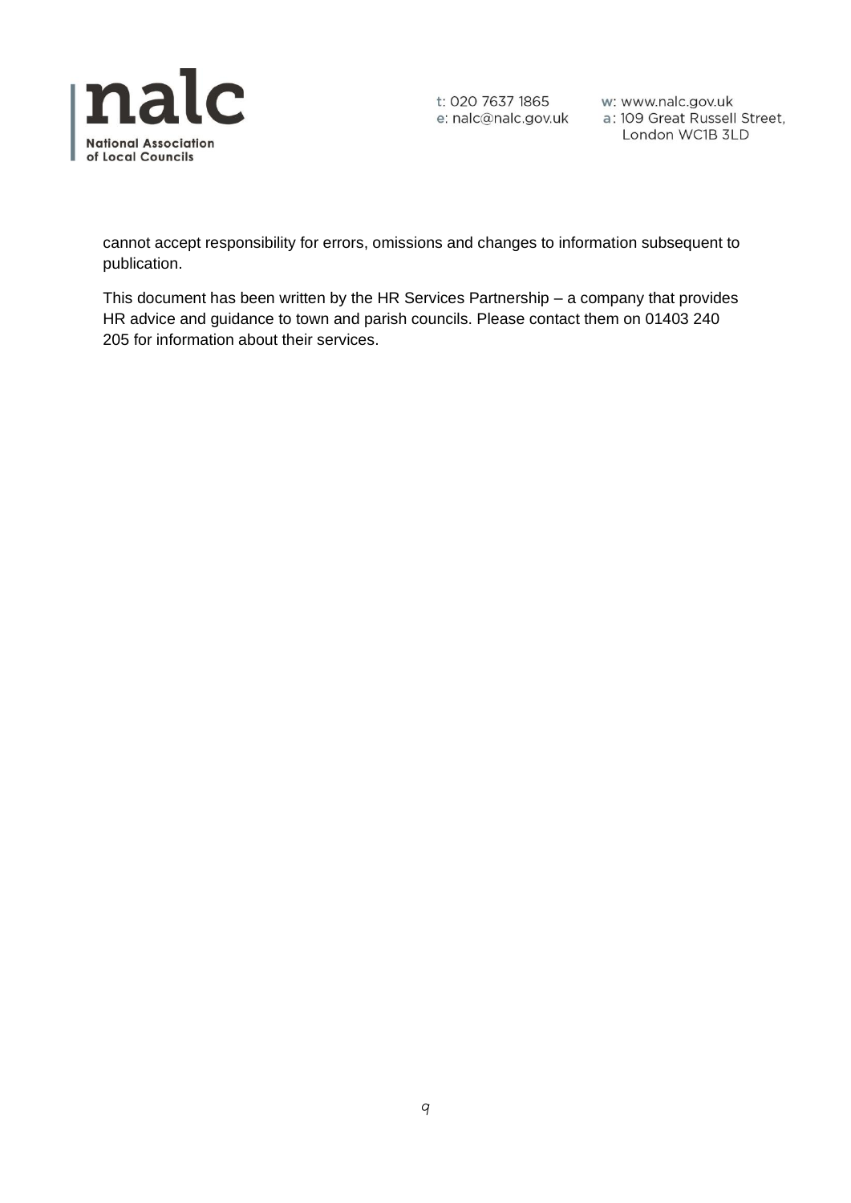cannot accept responsibility for errors, omissions and changes to information subsequent to publication.

This document has been written by the HR Services Partnership – a company that provides HR advice and guidance to town and parish councils. Please contact them on 01403 240 205 for information about their services.